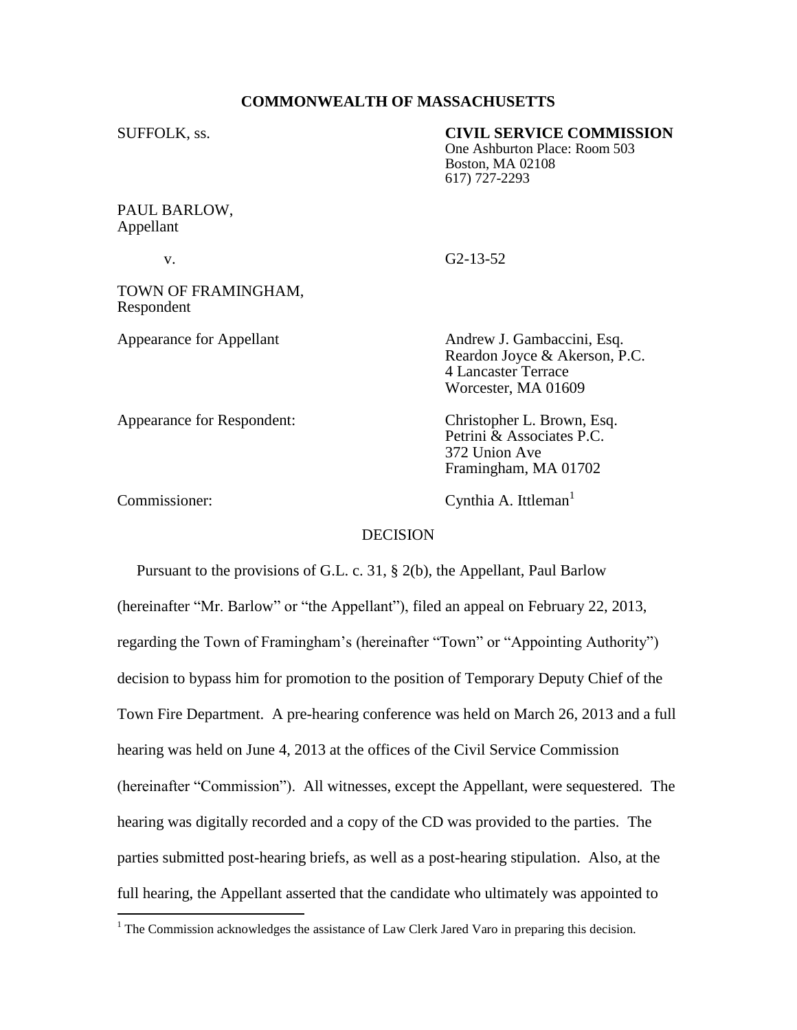**COMMONWEALTH OF MASSACHUSETTS**

SUFFOLK, ss.

**CIVIL SERVICE COMMISSION**
One Ashburton Place: Room 503
Boston, MA 02108
617) 727-2293

PAUL BARLOW,
Appellant

v.

G2-13-52

TOWN OF FRAMINGHAM,
Respondent

Appearance for Appellant

Andrew J. Gambaccini, Esq.
Reardon Joyce & Akerson, P.C.
4 Lancaster Terrace
Worcester, MA 01609

Appearance for Respondent:

Christopher L. Brown, Esq.
Petrini & Associates P.C.
372 Union Ave
Framingham, MA 01702

Commissioner:

Cynthia A. Ittleman[1]

DECISION

Pursuant to the provisions of G.L. c. 31, § 2(b), the Appellant, Paul Barlow (hereinafter "Mr. Barlow" or "the Appellant"), filed an appeal on February 22, 2013, regarding the Town of Framingham's (hereinafter "Town" or "Appointing Authority") decision to bypass him for promotion to the position of Temporary Deputy Chief of the Town Fire Department. A pre-hearing conference was held on March 26, 2013 and a full hearing was held on June 4, 2013 at the offices of the Civil Service Commission (hereinafter "Commission"). All witnesses, except the Appellant, were sequestered. The hearing was digitally recorded and a copy of the CD was provided to the parties. The parties submitted post-hearing briefs, as well as a post-hearing stipulation. Also, at the full hearing, the Appellant asserted that the candidate who ultimately was appointed to

[1] The Commission acknowledges the assistance of Law Clerk Jared Varo in preparing this decision.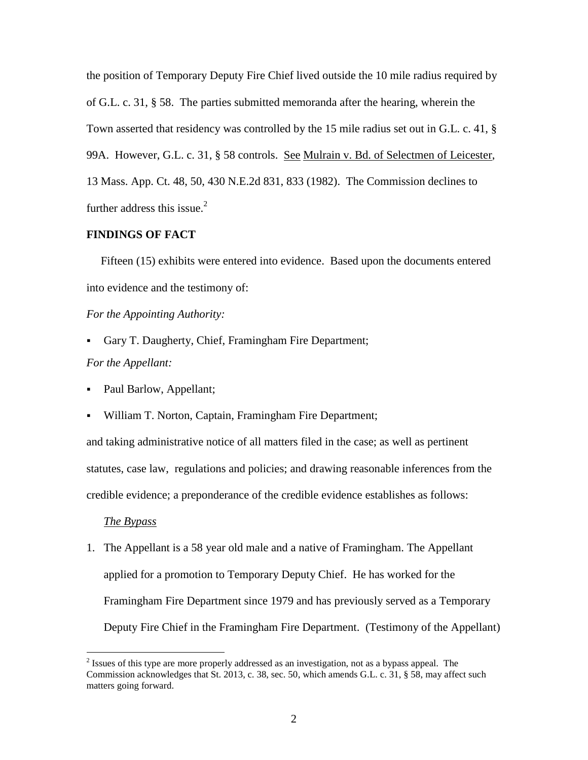the position of Temporary Deputy Fire Chief lived outside the 10 mile radius required by of G.L. c. 31, § 58. The parties submitted memoranda after the hearing, wherein the Town asserted that residency was controlled by the 15 mile radius set out in G.L. c. 41, § 99A. However, G.L. c. 31, § 58 controls. See Mulrain v. Bd. of Selectmen of Leicester, 13 Mass. App. Ct. 48, 50, 430 N.E.2d 831, 833 (1982). The Commission declines to further address this issue.[2]

**FINDINGS OF FACT**

Fifteen (15) exhibits were entered into evidence. Based upon the documents entered into evidence and the testimony of:

*For the Appointing Authority:*

- Gary T. Daugherty, Chief, Framingham Fire Department;

*For the Appellant:*

- Paul Barlow, Appellant;
- William T. Norton, Captain, Framingham Fire Department;

and taking administrative notice of all matters filed in the case; as well as pertinent statutes, case law, regulations and policies; and drawing reasonable inferences from the credible evidence; a preponderance of the credible evidence establishes as follows:

*The Bypass*

1. The Appellant is a 58 year old male and a native of Framingham. The Appellant applied for a promotion to Temporary Deputy Chief. He has worked for the Framingham Fire Department since 1979 and has previously served as a Temporary Deputy Fire Chief in the Framingham Fire Department. (Testimony of the Appellant)

[2] Issues of this type are more properly addressed as an investigation, not as a bypass appeal. The Commission acknowledges that St. 2013, c. 38, sec. 50, which amends G.L. c. 31, § 58, may affect such matters going forward.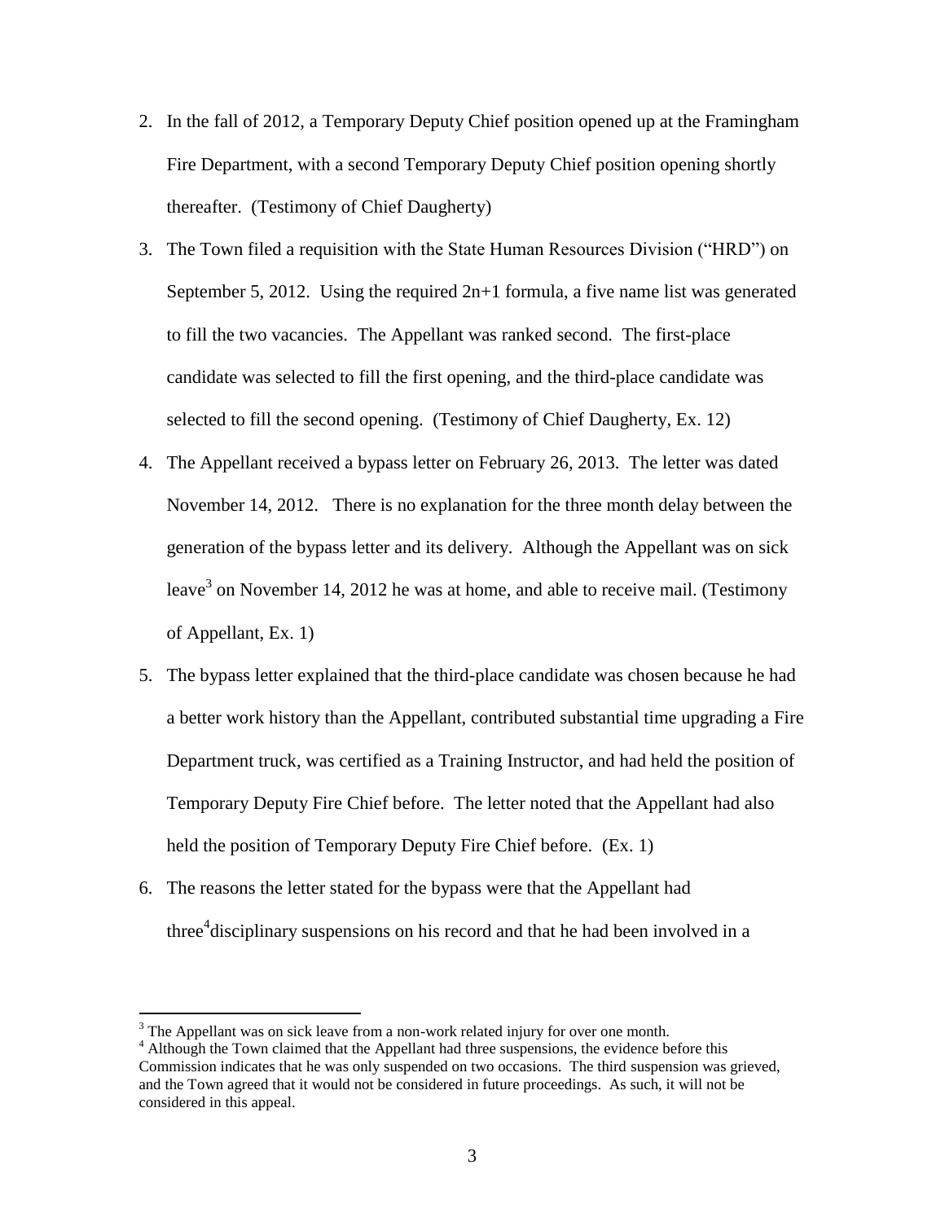2. In the fall of 2012, a Temporary Deputy Chief position opened up at the Framingham Fire Department, with a second Temporary Deputy Chief position opening shortly thereafter. (Testimony of Chief Daugherty)

3. The Town filed a requisition with the State Human Resources Division ("HRD") on September 5, 2012. Using the required 2n+1 formula, a five name list was generated to fill the two vacancies. The Appellant was ranked second. The first-place candidate was selected to fill the first opening, and the third-place candidate was selected to fill the second opening. (Testimony of Chief Daugherty, Ex. 12)

4. The Appellant received a bypass letter on February 26, 2013. The letter was dated November 14, 2012. There is no explanation for the three month delay between the generation of the bypass letter and its delivery. Although the Appellant was on sick leave[3] on November 14, 2012 he was at home, and able to receive mail. (Testimony of Appellant, Ex. 1)

5. The bypass letter explained that the third-place candidate was chosen because he had a better work history than the Appellant, contributed substantial time upgrading a Fire Department truck, was certified as a Training Instructor, and had held the position of Temporary Deputy Fire Chief before. The letter noted that the Appellant had also held the position of Temporary Deputy Fire Chief before. (Ex. 1)

6. The reasons the letter stated for the bypass were that the Appellant had three[4] disciplinary suspensions on his record and that he had been involved in a

---

[3] The Appellant was on sick leave from a non-work related injury for over one month.

[4] Although the Town claimed that the Appellant had three suspensions, the evidence before this Commission indicates that he was only suspended on two occasions. The third suspension was grieved, and the Town agreed that it would not be considered in future proceedings. As such, it will not be considered in this appeal.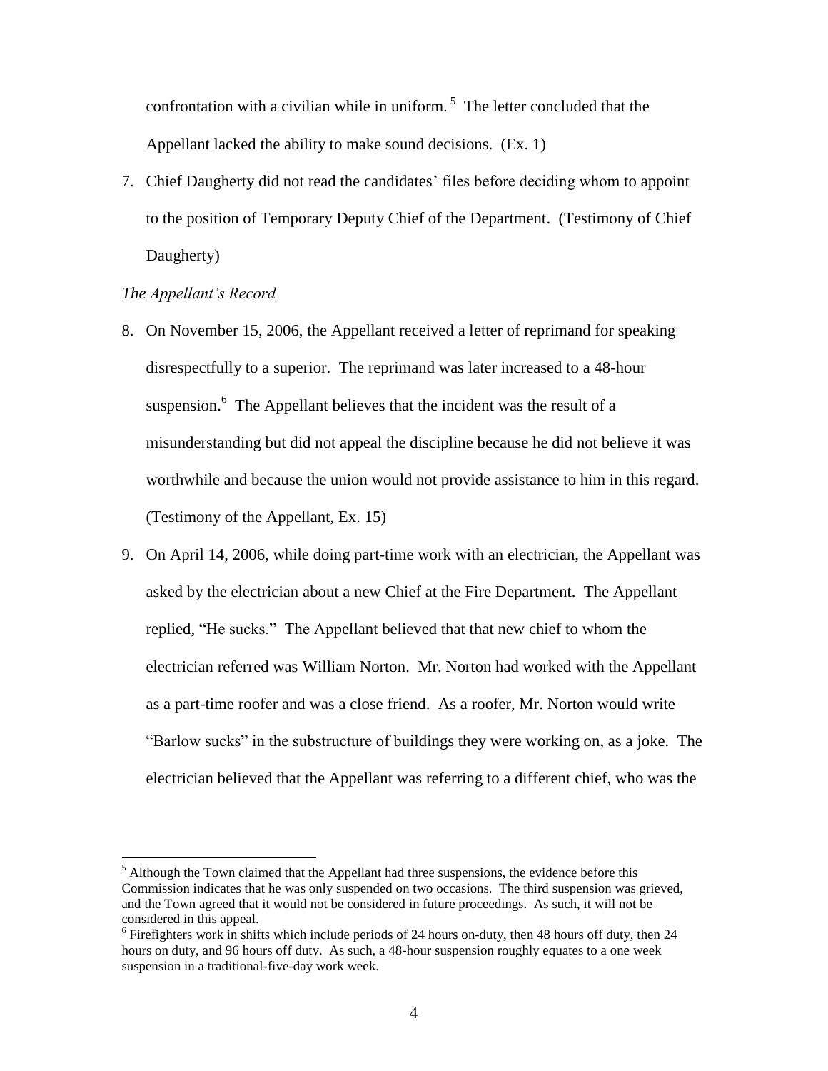confrontation with a civilian while in uniform.[5] The letter concluded that the Appellant lacked the ability to make sound decisions. (Ex. 1)

7. Chief Daugherty did not read the candidates' files before deciding whom to appoint to the position of Temporary Deputy Chief of the Department. (Testimony of Chief Daugherty)

*The Appellant's Record*

8. On November 15, 2006, the Appellant received a letter of reprimand for speaking disrespectfully to a superior. The reprimand was later increased to a 48-hour suspension.[6] The Appellant believes that the incident was the result of a misunderstanding but did not appeal the discipline because he did not believe it was worthwhile and because the union would not provide assistance to him in this regard. (Testimony of the Appellant, Ex. 15)

9. On April 14, 2006, while doing part-time work with an electrician, the Appellant was asked by the electrician about a new Chief at the Fire Department. The Appellant replied, "He sucks." The Appellant believed that that new chief to whom the electrician referred was William Norton. Mr. Norton had worked with the Appellant as a part-time roofer and was a close friend. As a roofer, Mr. Norton would write "Barlow sucks" in the substructure of buildings they were working on, as a joke. The electrician believed that the Appellant was referring to a different chief, who was the

---

[5] Although the Town claimed that the Appellant had three suspensions, the evidence before this Commission indicates that he was only suspended on two occasions. The third suspension was grieved, and the Town agreed that it would not be considered in future proceedings. As such, it will not be considered in this appeal.

[6] Firefighters work in shifts which include periods of 24 hours on-duty, then 48 hours off duty, then 24 hours on duty, and 96 hours off duty. As such, a 48-hour suspension roughly equates to a one week suspension in a traditional-five-day work week.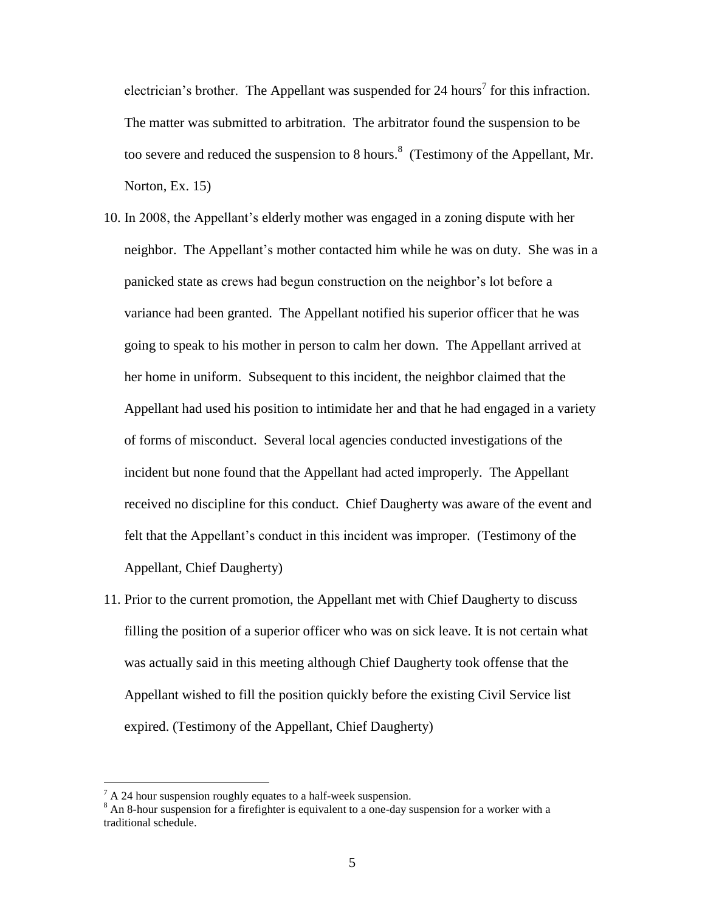electrician's brother. The Appellant was suspended for 24 hours[7] for this infraction. The matter was submitted to arbitration. The arbitrator found the suspension to be too severe and reduced the suspension to 8 hours.[8] (Testimony of the Appellant, Mr. Norton, Ex. 15)

10. In 2008, the Appellant's elderly mother was engaged in a zoning dispute with her neighbor. The Appellant's mother contacted him while he was on duty. She was in a panicked state as crews had begun construction on the neighbor's lot before a variance had been granted. The Appellant notified his superior officer that he was going to speak to his mother in person to calm her down. The Appellant arrived at her home in uniform. Subsequent to this incident, the neighbor claimed that the Appellant had used his position to intimidate her and that he had engaged in a variety of forms of misconduct. Several local agencies conducted investigations of the incident but none found that the Appellant had acted improperly. The Appellant received no discipline for this conduct. Chief Daugherty was aware of the event and felt that the Appellant's conduct in this incident was improper. (Testimony of the Appellant, Chief Daugherty)
11. Prior to the current promotion, the Appellant met with Chief Daugherty to discuss filling the position of a superior officer who was on sick leave. It is not certain what was actually said in this meeting although Chief Daugherty took offense that the Appellant wished to fill the position quickly before the existing Civil Service list expired. (Testimony of the Appellant, Chief Daugherty)

---

[7] A 24 hour suspension roughly equates to a half-week suspension.

[8] An 8-hour suspension for a firefighter is equivalent to a one-day suspension for a worker with a traditional schedule.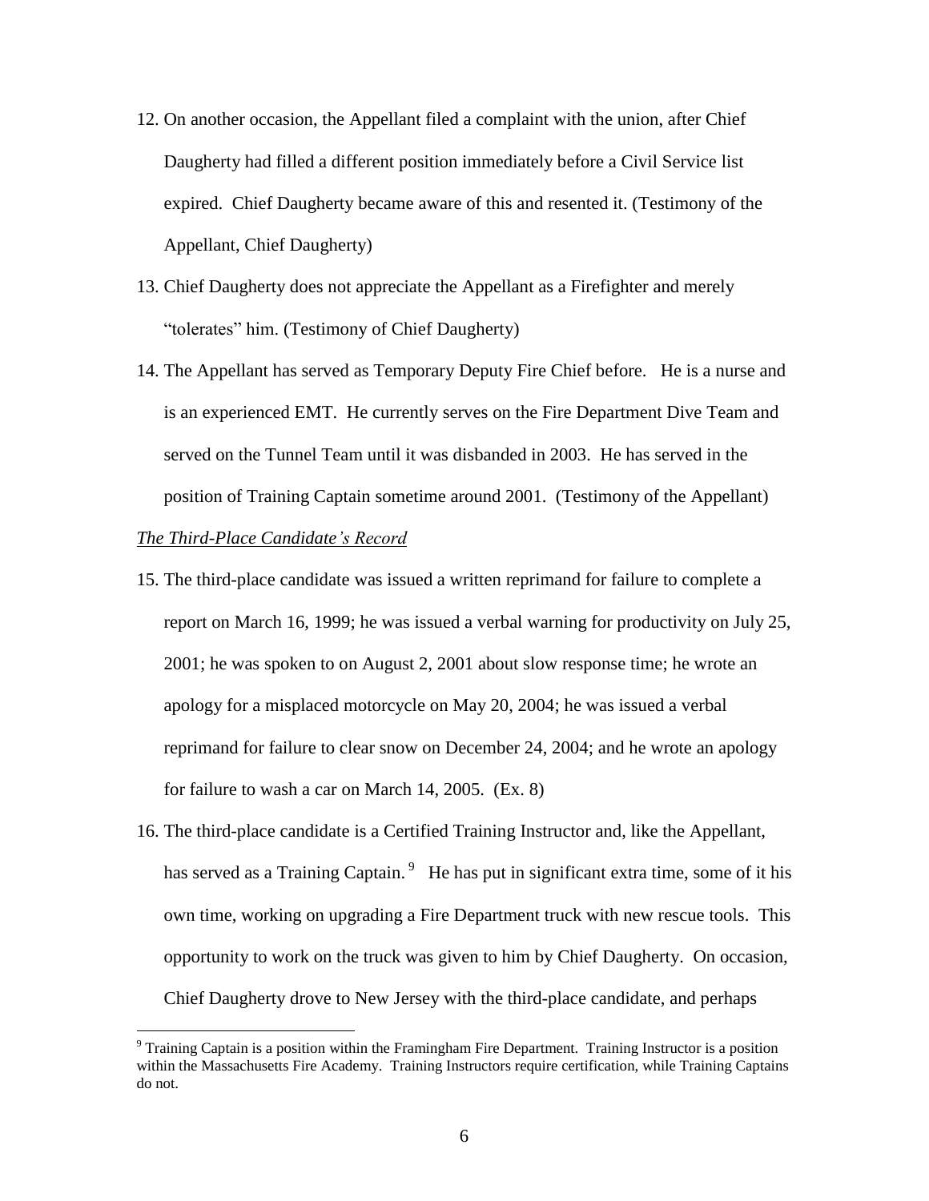12. On another occasion, the Appellant filed a complaint with the union, after Chief Daugherty had filled a different position immediately before a Civil Service list expired. Chief Daugherty became aware of this and resented it. (Testimony of the Appellant, Chief Daugherty)

13. Chief Daugherty does not appreciate the Appellant as a Firefighter and merely "tolerates" him. (Testimony of Chief Daugherty)

14. The Appellant has served as Temporary Deputy Fire Chief before. He is a nurse and is an experienced EMT. He currently serves on the Fire Department Dive Team and served on the Tunnel Team until it was disbanded in 2003. He has served in the position of Training Captain sometime around 2001. (Testimony of the Appellant)

*The Third-Place Candidate's Record*

15. The third-place candidate was issued a written reprimand for failure to complete a report on March 16, 1999; he was issued a verbal warning for productivity on July 25, 2001; he was spoken to on August 2, 2001 about slow response time; he wrote an apology for a misplaced motorcycle on May 20, 2004; he was issued a verbal reprimand for failure to clear snow on December 24, 2004; and he wrote an apology for failure to wash a car on March 14, 2005. (Ex. 8)

16. The third-place candidate is a Certified Training Instructor and, like the Appellant, has served as a Training Captain. [9] He has put in significant extra time, some of it his own time, working on upgrading a Fire Department truck with new rescue tools. This opportunity to work on the truck was given to him by Chief Daugherty. On occasion, Chief Daugherty drove to New Jersey with the third-place candidate, and perhaps

[9] Training Captain is a position within the Framingham Fire Department. Training Instructor is a position within the Massachusetts Fire Academy. Training Instructors require certification, while Training Captains do not.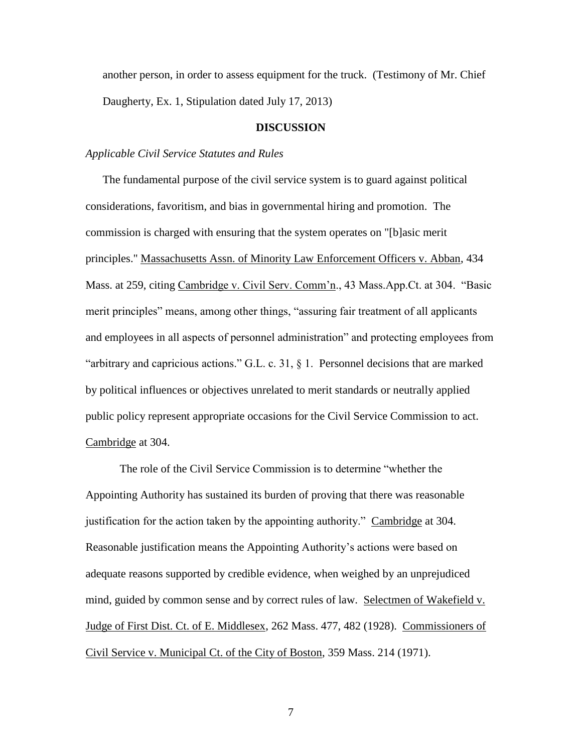another person, in order to assess equipment for the truck. (Testimony of Mr. Chief Daugherty, Ex. 1, Stipulation dated July 17, 2013)

## DISCUSSION

*Applicable Civil Service Statutes and Rules*

The fundamental purpose of the civil service system is to guard against political considerations, favoritism, and bias in governmental hiring and promotion. The commission is charged with ensuring that the system operates on "[b]asic merit principles." Massachusetts Assn. of Minority Law Enforcement Officers v. Abban, 434 Mass. at 259, citing Cambridge v. Civil Serv. Comm'n., 43 Mass.App.Ct. at 304. "Basic merit principles" means, among other things, "assuring fair treatment of all applicants and employees in all aspects of personnel administration" and protecting employees from "arbitrary and capricious actions." G.L. c. 31, § 1. Personnel decisions that are marked by political influences or objectives unrelated to merit standards or neutrally applied public policy represent appropriate occasions for the Civil Service Commission to act. Cambridge at 304.

The role of the Civil Service Commission is to determine "whether the Appointing Authority has sustained its burden of proving that there was reasonable justification for the action taken by the appointing authority." Cambridge at 304. Reasonable justification means the Appointing Authority's actions were based on adequate reasons supported by credible evidence, when weighed by an unprejudiced mind, guided by common sense and by correct rules of law. Selectmen of Wakefield v. Judge of First Dist. Ct. of E. Middlesex, 262 Mass. 477, 482 (1928). Commissioners of Civil Service v. Municipal Ct. of the City of Boston, 359 Mass. 214 (1971).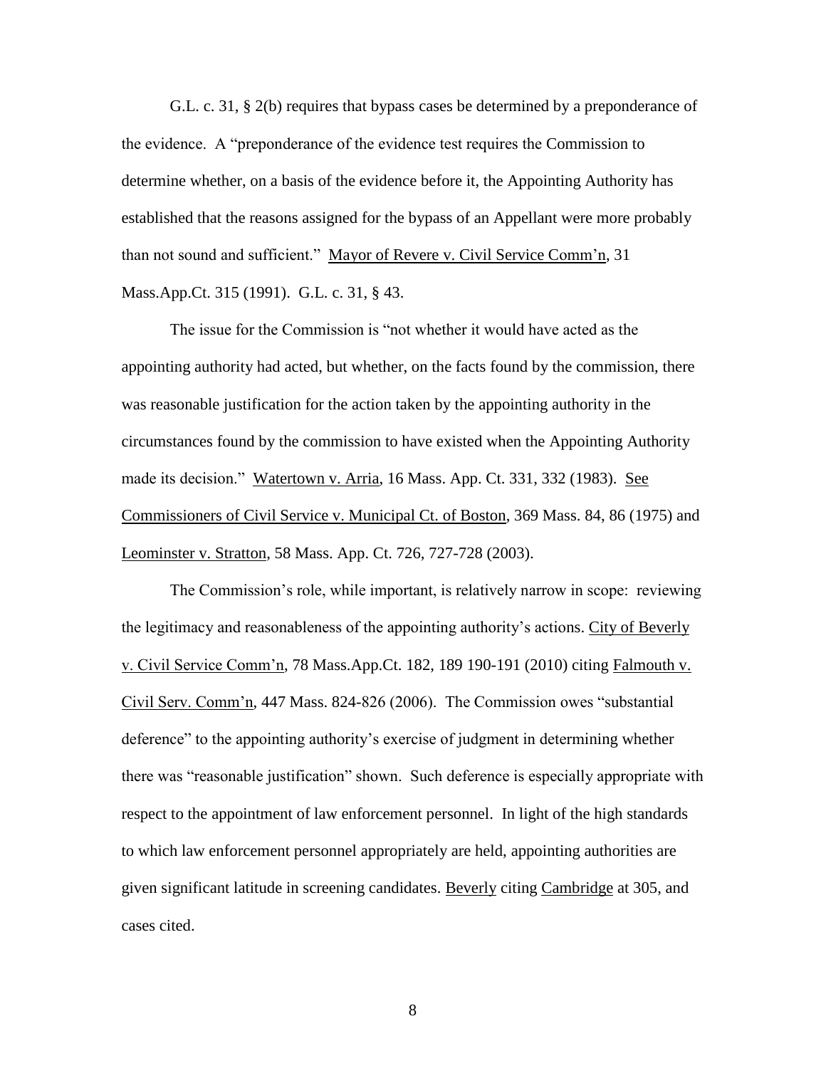G.L. c. 31, § 2(b) requires that bypass cases be determined by a preponderance of the evidence. A "preponderance of the evidence test requires the Commission to determine whether, on a basis of the evidence before it, the Appointing Authority has established that the reasons assigned for the bypass of an Appellant were more probably than not sound and sufficient." Mayor of Revere v. Civil Service Comm'n, 31 Mass.App.Ct. 315 (1991). G.L. c. 31, § 43.

The issue for the Commission is "not whether it would have acted as the appointing authority had acted, but whether, on the facts found by the commission, there was reasonable justification for the action taken by the appointing authority in the circumstances found by the commission to have existed when the Appointing Authority made its decision." Watertown v. Arria, 16 Mass. App. Ct. 331, 332 (1983). See Commissioners of Civil Service v. Municipal Ct. of Boston, 369 Mass. 84, 86 (1975) and Leominster v. Stratton, 58 Mass. App. Ct. 726, 727-728 (2003).

The Commission's role, while important, is relatively narrow in scope: reviewing the legitimacy and reasonableness of the appointing authority's actions. City of Beverly v. Civil Service Comm'n, 78 Mass.App.Ct. 182, 189 190-191 (2010) citing Falmouth v. Civil Serv. Comm'n, 447 Mass. 824-826 (2006). The Commission owes "substantial deference" to the appointing authority's exercise of judgment in determining whether there was "reasonable justification" shown. Such deference is especially appropriate with respect to the appointment of law enforcement personnel. In light of the high standards to which law enforcement personnel appropriately are held, appointing authorities are given significant latitude in screening candidates. Beverly citing Cambridge at 305, and cases cited.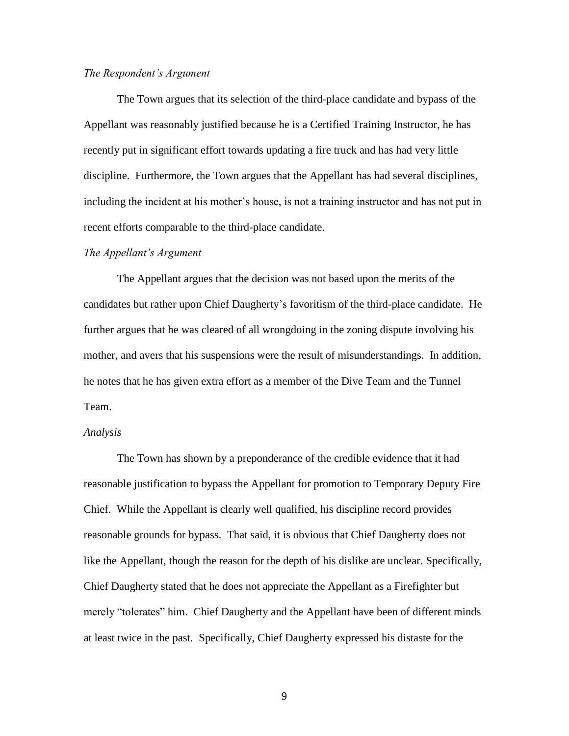*The Respondent's Argument*

The Town argues that its selection of the third-place candidate and bypass of the Appellant was reasonably justified because he is a Certified Training Instructor, he has recently put in significant effort towards updating a fire truck and has had very little discipline. Furthermore, the Town argues that the Appellant has had several disciplines, including the incident at his mother's house, is not a training instructor and has not put in recent efforts comparable to the third-place candidate.

*The Appellant's Argument*

The Appellant argues that the decision was not based upon the merits of the candidates but rather upon Chief Daugherty's favoritism of the third-place candidate. He further argues that he was cleared of all wrongdoing in the zoning dispute involving his mother, and avers that his suspensions were the result of misunderstandings. In addition, he notes that he has given extra effort as a member of the Dive Team and the Tunnel Team.

*Analysis*

The Town has shown by a preponderance of the credible evidence that it had reasonable justification to bypass the Appellant for promotion to Temporary Deputy Fire Chief. While the Appellant is clearly well qualified, his discipline record provides reasonable grounds for bypass. That said, it is obvious that Chief Daugherty does not like the Appellant, though the reason for the depth of his dislike are unclear. Specifically, Chief Daugherty stated that he does not appreciate the Appellant as a Firefighter but merely "tolerates" him. Chief Daugherty and the Appellant have been of different minds at least twice in the past. Specifically, Chief Daugherty expressed his distaste for the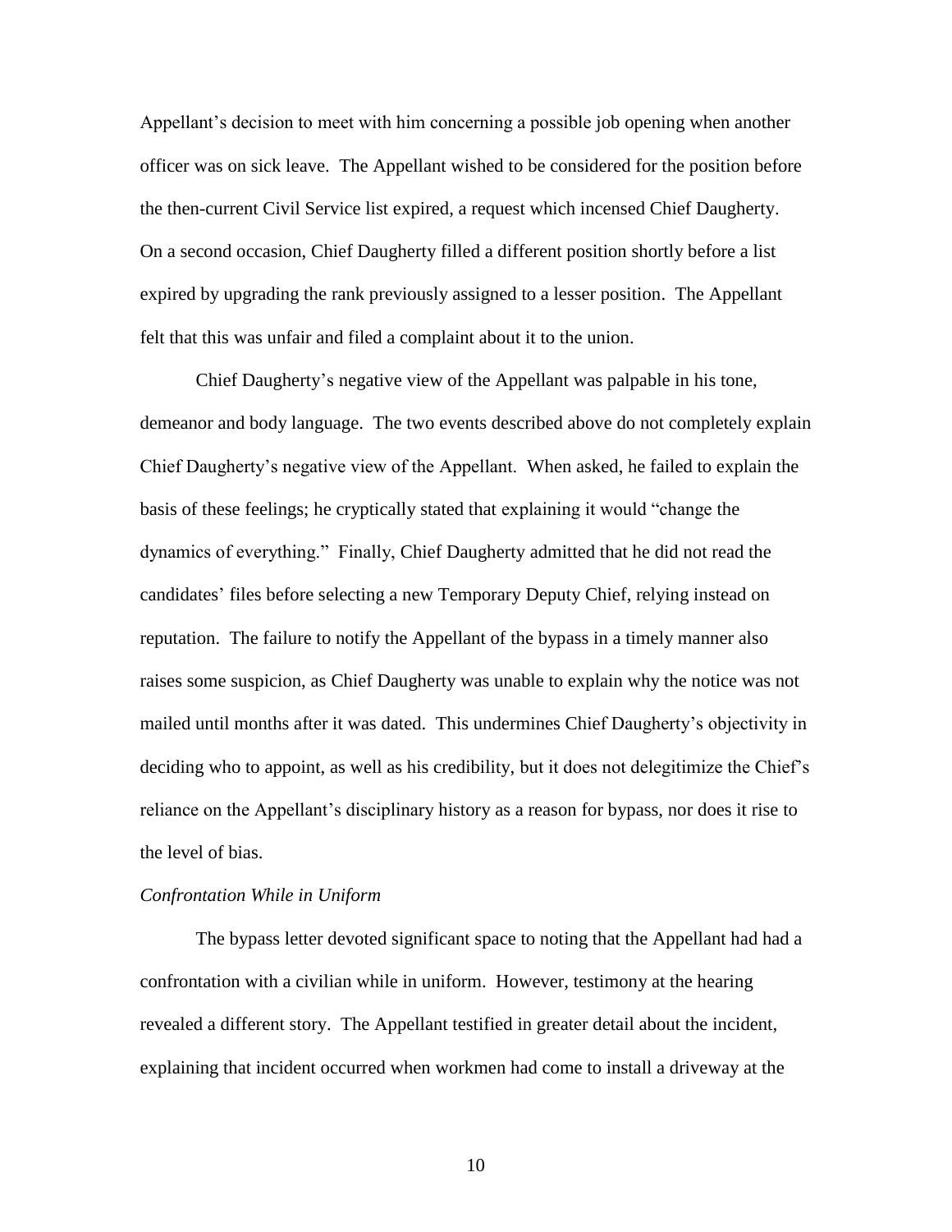Appellant's decision to meet with him concerning a possible job opening when another officer was on sick leave. The Appellant wished to be considered for the position before the then-current Civil Service list expired, a request which incensed Chief Daugherty. On a second occasion, Chief Daugherty filled a different position shortly before a list expired by upgrading the rank previously assigned to a lesser position. The Appellant felt that this was unfair and filed a complaint about it to the union.

Chief Daugherty's negative view of the Appellant was palpable in his tone, demeanor and body language. The two events described above do not completely explain Chief Daugherty's negative view of the Appellant. When asked, he failed to explain the basis of these feelings; he cryptically stated that explaining it would "change the dynamics of everything." Finally, Chief Daugherty admitted that he did not read the candidates' files before selecting a new Temporary Deputy Chief, relying instead on reputation. The failure to notify the Appellant of the bypass in a timely manner also raises some suspicion, as Chief Daugherty was unable to explain why the notice was not mailed until months after it was dated. This undermines Chief Daugherty's objectivity in deciding who to appoint, as well as his credibility, but it does not delegitimize the Chief's reliance on the Appellant's disciplinary history as a reason for bypass, nor does it rise to the level of bias.

*Confrontation While in Uniform*

The bypass letter devoted significant space to noting that the Appellant had had a confrontation with a civilian while in uniform. However, testimony at the hearing revealed a different story. The Appellant testified in greater detail about the incident, explaining that incident occurred when workmen had come to install a driveway at the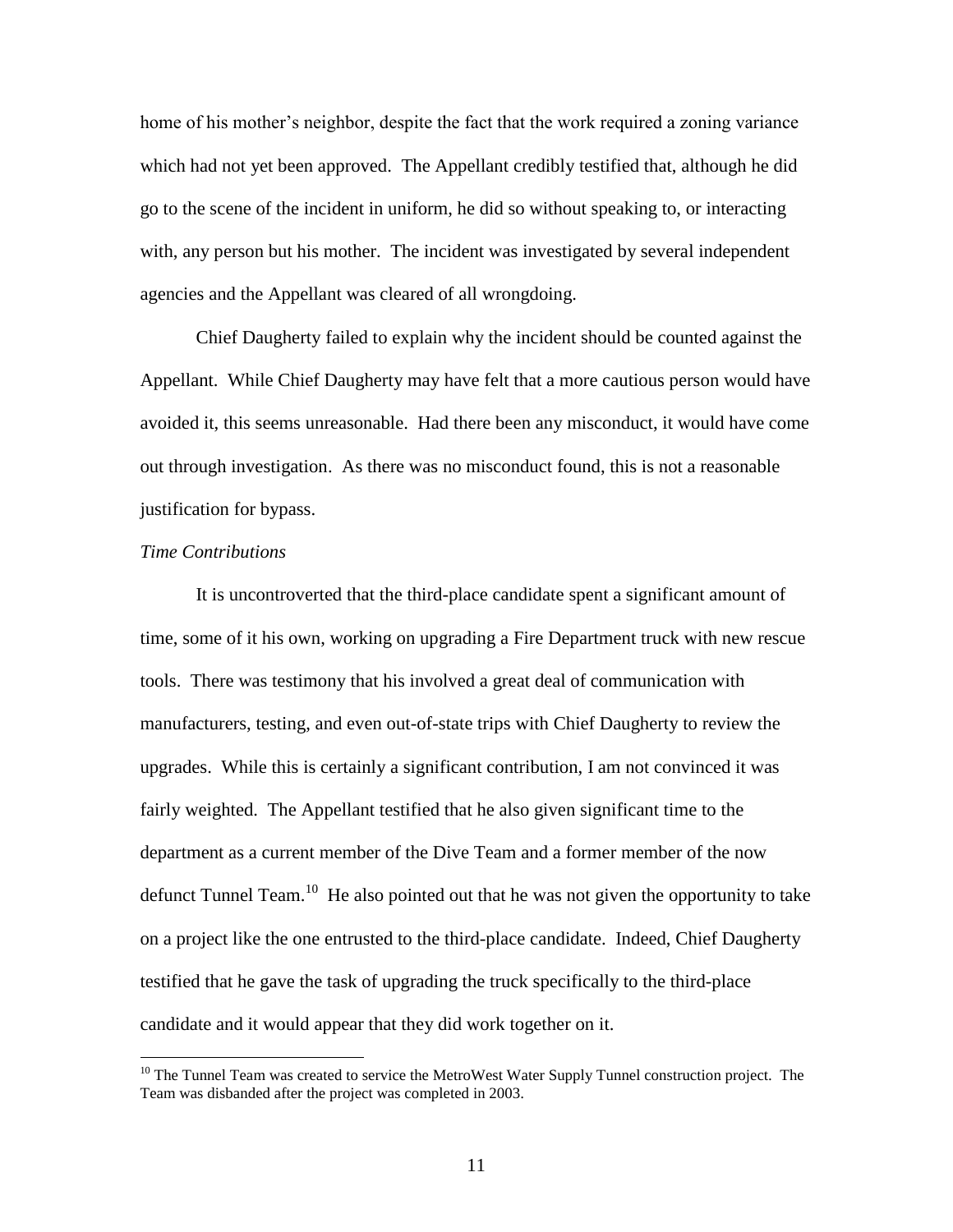home of his mother's neighbor, despite the fact that the work required a zoning variance which had not yet been approved. The Appellant credibly testified that, although he did go to the scene of the incident in uniform, he did so without speaking to, or interacting with, any person but his mother. The incident was investigated by several independent agencies and the Appellant was cleared of all wrongdoing.

Chief Daugherty failed to explain why the incident should be counted against the Appellant. While Chief Daugherty may have felt that a more cautious person would have avoided it, this seems unreasonable. Had there been any misconduct, it would have come out through investigation. As there was no misconduct found, this is not a reasonable justification for bypass.

*Time Contributions*

It is uncontroverted that the third-place candidate spent a significant amount of time, some of it his own, working on upgrading a Fire Department truck with new rescue tools. There was testimony that his involved a great deal of communication with manufacturers, testing, and even out-of-state trips with Chief Daugherty to review the upgrades. While this is certainly a significant contribution, I am not convinced it was fairly weighted. The Appellant testified that he also given significant time to the department as a current member of the Dive Team and a former member of the now defunct Tunnel Team.[10] He also pointed out that he was not given the opportunity to take on a project like the one entrusted to the third-place candidate. Indeed, Chief Daugherty testified that he gave the task of upgrading the truck specifically to the third-place candidate and it would appear that they did work together on it.

---

[10] The Tunnel Team was created to service the MetroWest Water Supply Tunnel construction project. The Team was disbanded after the project was completed in 2003.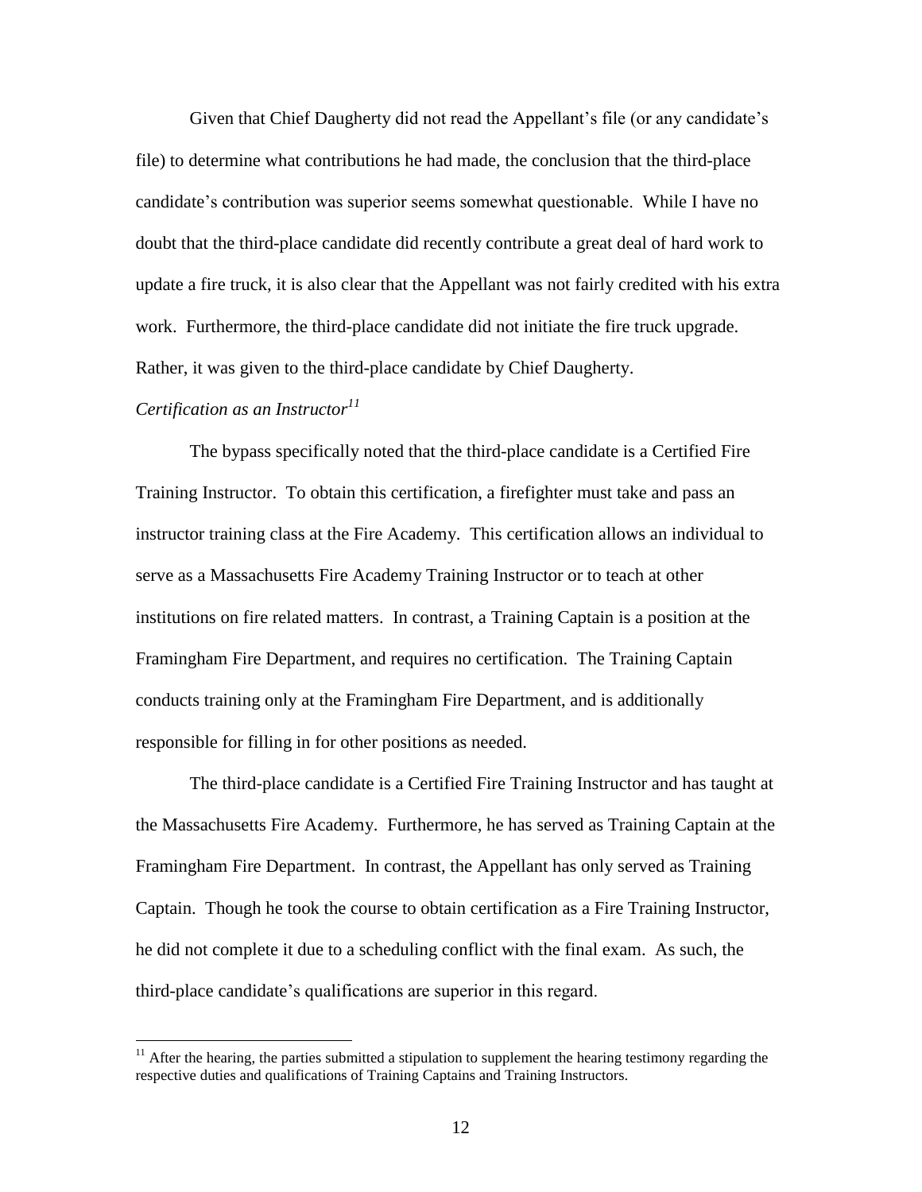Given that Chief Daugherty did not read the Appellant's file (or any candidate's file) to determine what contributions he had made, the conclusion that the third-place candidate's contribution was superior seems somewhat questionable. While I have no doubt that the third-place candidate did recently contribute a great deal of hard work to update a fire truck, it is also clear that the Appellant was not fairly credited with his extra work. Furthermore, the third-place candidate did not initiate the fire truck upgrade. Rather, it was given to the third-place candidate by Chief Daugherty.

*Certification as an Instructor*[11]

The bypass specifically noted that the third-place candidate is a Certified Fire Training Instructor. To obtain this certification, a firefighter must take and pass an instructor training class at the Fire Academy. This certification allows an individual to serve as a Massachusetts Fire Academy Training Instructor or to teach at other institutions on fire related matters. In contrast, a Training Captain is a position at the Framingham Fire Department, and requires no certification. The Training Captain conducts training only at the Framingham Fire Department, and is additionally responsible for filling in for other positions as needed.

The third-place candidate is a Certified Fire Training Instructor and has taught at the Massachusetts Fire Academy. Furthermore, he has served as Training Captain at the Framingham Fire Department. In contrast, the Appellant has only served as Training Captain. Though he took the course to obtain certification as a Fire Training Instructor, he did not complete it due to a scheduling conflict with the final exam. As such, the third-place candidate's qualifications are superior in this regard.

---

[11] After the hearing, the parties submitted a stipulation to supplement the hearing testimony regarding the respective duties and qualifications of Training Captains and Training Instructors.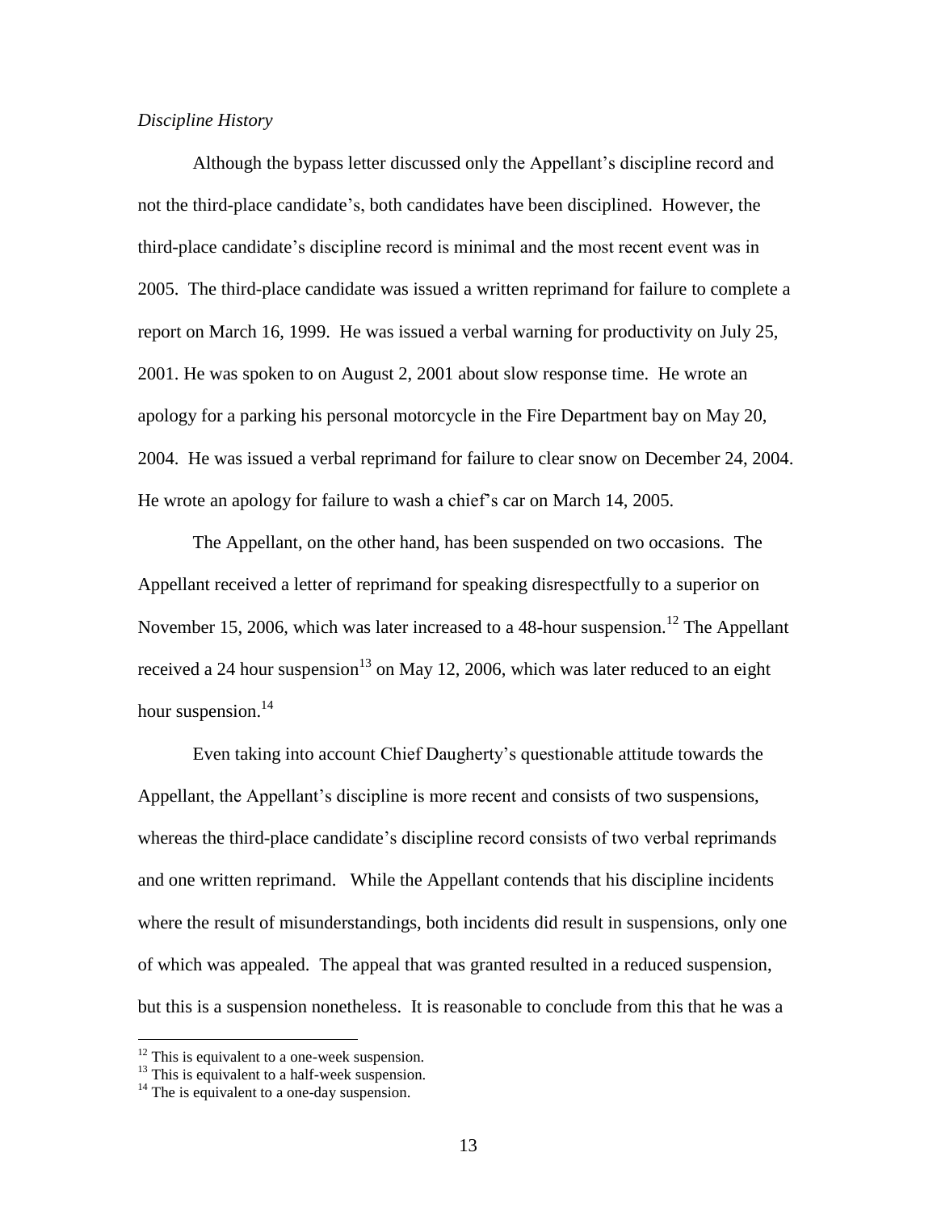*Discipline History*

Although the bypass letter discussed only the Appellant's discipline record and not the third-place candidate's, both candidates have been disciplined. However, the third-place candidate's discipline record is minimal and the most recent event was in 2005. The third-place candidate was issued a written reprimand for failure to complete a report on March 16, 1999. He was issued a verbal warning for productivity on July 25, 2001. He was spoken to on August 2, 2001 about slow response time. He wrote an apology for a parking his personal motorcycle in the Fire Department bay on May 20, 2004. He was issued a verbal reprimand for failure to clear snow on December 24, 2004. He wrote an apology for failure to wash a chief's car on March 14, 2005.

The Appellant, on the other hand, has been suspended on two occasions. The Appellant received a letter of reprimand for speaking disrespectfully to a superior on November 15, 2006, which was later increased to a 48-hour suspension.[12] The Appellant received a 24 hour suspension[13] on May 12, 2006, which was later reduced to an eight hour suspension.[14]

Even taking into account Chief Daugherty's questionable attitude towards the Appellant, the Appellant's discipline is more recent and consists of two suspensions, whereas the third-place candidate's discipline record consists of two verbal reprimands and one written reprimand. While the Appellant contends that his discipline incidents where the result of misunderstandings, both incidents did result in suspensions, only one of which was appealed. The appeal that was granted resulted in a reduced suspension, but this is a suspension nonetheless. It is reasonable to conclude from this that he was a

---

[12] This is equivalent to a one-week suspension.

[13] This is equivalent to a half-week suspension.

[14] The is equivalent to a one-day suspension.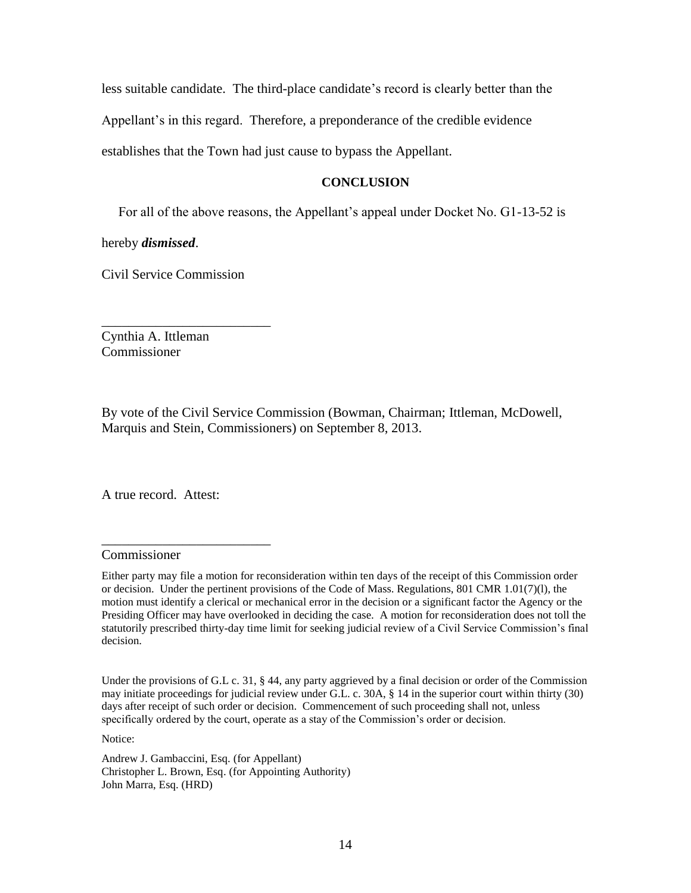less suitable candidate. The third-place candidate's record is clearly better than the Appellant's in this regard. Therefore, a preponderance of the credible evidence establishes that the Town had just cause to bypass the Appellant.

## CONCLUSION

For all of the above reasons, the Appellant's appeal under Docket No. G1-13-52 is hereby ***dismissed***.

Civil Service Commission

\_\_\_\_\_\_\_\_\_\_\_\_\_\_\_\_\_\_\_\_\_\_\_\_\_\_
Cynthia A. Ittleman
Commissioner

By vote of the Civil Service Commission (Bowman, Chairman; Ittleman, McDowell, Marquis and Stein, Commissioners) on September 8, 2013.

A true record. Attest:

\_\_\_\_\_\_\_\_\_\_\_\_\_\_\_\_\_\_\_\_\_\_\_\_\_\_
Commissioner

Either party may file a motion for reconsideration within ten days of the receipt of this Commission order or decision. Under the pertinent provisions of the Code of Mass. Regulations, 801 CMR 1.01(7)(l), the motion must identify a clerical or mechanical error in the decision or a significant factor the Agency or the Presiding Officer may have overlooked in deciding the case. A motion for reconsideration does not toll the statutorily prescribed thirty-day time limit for seeking judicial review of a Civil Service Commission's final decision.

Under the provisions of G.L c. 31, § 44, any party aggrieved by a final decision or order of the Commission may initiate proceedings for judicial review under G.L. c. 30A, § 14 in the superior court within thirty (30) days after receipt of such order or decision. Commencement of such proceeding shall not, unless specifically ordered by the court, operate as a stay of the Commission's order or decision.

Notice:

Andrew J. Gambaccini, Esq. (for Appellant)
Christopher L. Brown, Esq. (for Appointing Authority)
John Marra, Esq. (HRD)